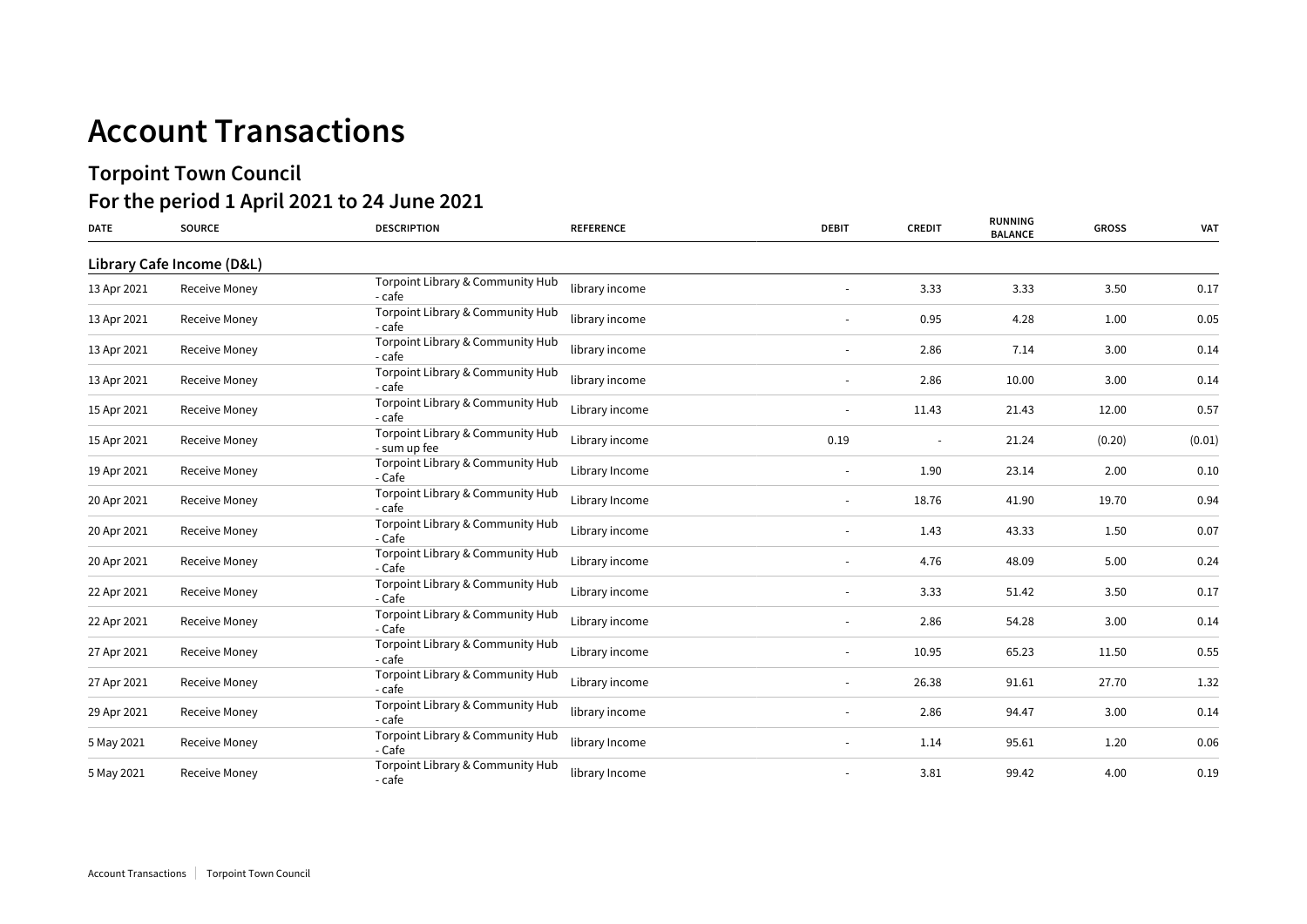# Account Transactions

## Torpoint Town Council

## For the period 1 April 2021 to 24 June 2021

| DATE | SOURCE | DESCRIPTION | REFERENCE | DEBIT | CREDIT | RUNNING BALANCE | GROSS | VAT |
|---|---|---|---|---|---|---|---|---|
| **Library Cafe Income (D&L)** | | | | | | | | |
| 13 Apr 2021 | Receive Money | Torpoint Library & Community Hub - cafe | library income | - | 3.33 | 3.33 | 3.50 | 0.17 |
| 13 Apr 2021 | Receive Money | Torpoint Library & Community Hub - cafe | library income | - | 0.95 | 4.28 | 1.00 | 0.05 |
| 13 Apr 2021 | Receive Money | Torpoint Library & Community Hub - cafe | library income | - | 2.86 | 7.14 | 3.00 | 0.14 |
| 13 Apr 2021 | Receive Money | Torpoint Library & Community Hub - cafe | library income | - | 2.86 | 10.00 | 3.00 | 0.14 |
| 15 Apr 2021 | Receive Money | Torpoint Library & Community Hub - cafe | Library income | - | 11.43 | 21.43 | 12.00 | 0.57 |
| 15 Apr 2021 | Receive Money | Torpoint Library & Community Hub - sum up fee | Library income | 0.19 | - | 21.24 | (0.20) | (0.01) |
| 19 Apr 2021 | Receive Money | Torpoint Library & Community Hub - Cafe | Library Income | - | 1.90 | 23.14 | 2.00 | 0.10 |
| 20 Apr 2021 | Receive Money | Torpoint Library & Community Hub - cafe | Library Income | - | 18.76 | 41.90 | 19.70 | 0.94 |
| 20 Apr 2021 | Receive Money | Torpoint Library & Community Hub - Cafe | Library income | - | 1.43 | 43.33 | 1.50 | 0.07 |
| 20 Apr 2021 | Receive Money | Torpoint Library & Community Hub - Cafe | Library income | - | 4.76 | 48.09 | 5.00 | 0.24 |
| 22 Apr 2021 | Receive Money | Torpoint Library & Community Hub - Cafe | Library income | - | 3.33 | 51.42 | 3.50 | 0.17 |
| 22 Apr 2021 | Receive Money | Torpoint Library & Community Hub - Cafe | Library income | - | 2.86 | 54.28 | 3.00 | 0.14 |
| 27 Apr 2021 | Receive Money | Torpoint Library & Community Hub - cafe | Library income | - | 10.95 | 65.23 | 11.50 | 0.55 |
| 27 Apr 2021 | Receive Money | Torpoint Library & Community Hub - cafe | Library income | - | 26.38 | 91.61 | 27.70 | 1.32 |
| 29 Apr 2021 | Receive Money | Torpoint Library & Community Hub - cafe | library income | - | 2.86 | 94.47 | 3.00 | 0.14 |
| 5 May 2021 | Receive Money | Torpoint Library & Community Hub - Cafe | library Income | - | 1.14 | 95.61 | 1.20 | 0.06 |
| 5 May 2021 | Receive Money | Torpoint Library & Community Hub - cafe | library Income | - | 3.81 | 99.42 | 4.00 | 0.19 |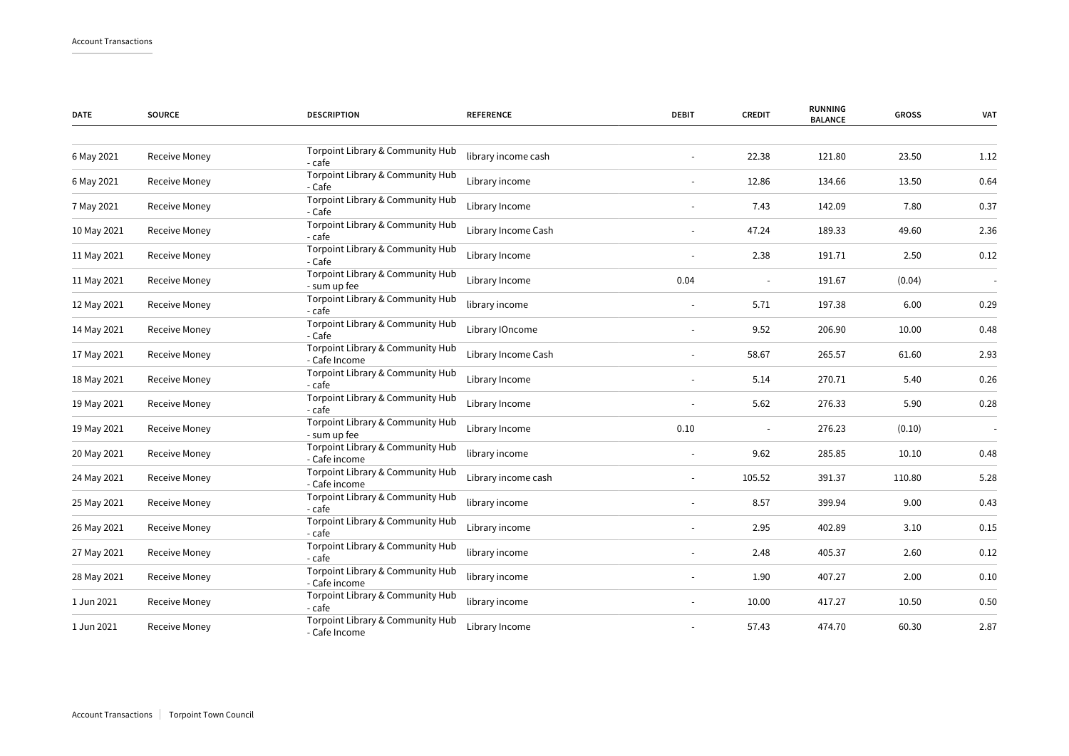| DATE | SOURCE | DESCRIPTION | REFERENCE | DEBIT | CREDIT | RUNNING BALANCE | GROSS | VAT |
|---|---|---|---|---|---|---|---|---|
| 6 May 2021 | Receive Money | Torpoint Library & Community Hub - cafe | library income cash | - | 22.38 | 121.80 | 23.50 | 1.12 |
| 6 May 2021 | Receive Money | Torpoint Library & Community Hub - Cafe | Library income | - | 12.86 | 134.66 | 13.50 | 0.64 |
| 7 May 2021 | Receive Money | Torpoint Library & Community Hub - Cafe | Library Income | - | 7.43 | 142.09 | 7.80 | 0.37 |
| 10 May 2021 | Receive Money | Torpoint Library & Community Hub - cafe | Library Income Cash | - | 47.24 | 189.33 | 49.60 | 2.36 |
| 11 May 2021 | Receive Money | Torpoint Library & Community Hub - Cafe | Library Income | - | 2.38 | 191.71 | 2.50 | 0.12 |
| 11 May 2021 | Receive Money | Torpoint Library & Community Hub - sum up fee | Library Income | 0.04 | - | 191.67 | (0.04) | - |
| 12 May 2021 | Receive Money | Torpoint Library & Community Hub - cafe | library income | - | 5.71 | 197.38 | 6.00 | 0.29 |
| 14 May 2021 | Receive Money | Torpoint Library & Community Hub - Cafe | Library IOncome | - | 9.52 | 206.90 | 10.00 | 0.48 |
| 17 May 2021 | Receive Money | Torpoint Library & Community Hub - Cafe Income | Library Income Cash | - | 58.67 | 265.57 | 61.60 | 2.93 |
| 18 May 2021 | Receive Money | Torpoint Library & Community Hub - cafe | Library Income | - | 5.14 | 270.71 | 5.40 | 0.26 |
| 19 May 2021 | Receive Money | Torpoint Library & Community Hub - cafe | Library Income | - | 5.62 | 276.33 | 5.90 | 0.28 |
| 19 May 2021 | Receive Money | Torpoint Library & Community Hub - sum up fee | Library Income | 0.10 | - | 276.23 | (0.10) | - |
| 20 May 2021 | Receive Money | Torpoint Library & Community Hub - Cafe income | library income | - | 9.62 | 285.85 | 10.10 | 0.48 |
| 24 May 2021 | Receive Money | Torpoint Library & Community Hub - Cafe income | Library income cash | - | 105.52 | 391.37 | 110.80 | 5.28 |
| 25 May 2021 | Receive Money | Torpoint Library & Community Hub - cafe | library income | - | 8.57 | 399.94 | 9.00 | 0.43 |
| 26 May 2021 | Receive Money | Torpoint Library & Community Hub - cafe | Library income | - | 2.95 | 402.89 | 3.10 | 0.15 |
| 27 May 2021 | Receive Money | Torpoint Library & Community Hub - cafe | library income | - | 2.48 | 405.37 | 2.60 | 0.12 |
| 28 May 2021 | Receive Money | Torpoint Library & Community Hub - Cafe income | library income | - | 1.90 | 407.27 | 2.00 | 0.10 |
| 1 Jun 2021 | Receive Money | Torpoint Library & Community Hub - cafe | library income | - | 10.00 | 417.27 | 10.50 | 0.50 |
| 1 Jun 2021 | Receive Money | Torpoint Library & Community Hub - Cafe Income | Library Income | - | 57.43 | 474.70 | 60.30 | 2.87 |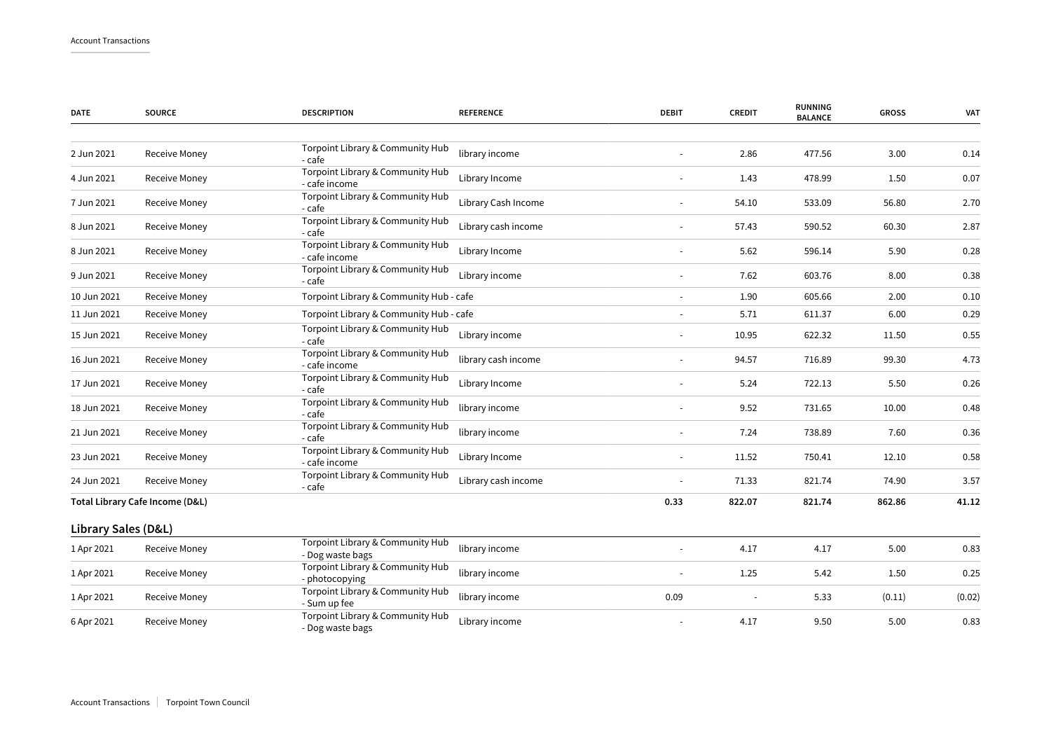| DATE | SOURCE | DESCRIPTION | REFERENCE | DEBIT | CREDIT | RUNNING BALANCE | GROSS | VAT |
|---|---|---|---|---|---|---|---|---|
| 2 Jun 2021 | Receive Money | Torpoint Library & Community Hub - cafe | library income | - | 2.86 | 477.56 | 3.00 | 0.14 |
| 4 Jun 2021 | Receive Money | Torpoint Library & Community Hub - cafe income | Library Income | - | 1.43 | 478.99 | 1.50 | 0.07 |
| 7 Jun 2021 | Receive Money | Torpoint Library & Community Hub - cafe | Library Cash Income | - | 54.10 | 533.09 | 56.80 | 2.70 |
| 8 Jun 2021 | Receive Money | Torpoint Library & Community Hub - cafe | Library cash income | - | 57.43 | 590.52 | 60.30 | 2.87 |
| 8 Jun 2021 | Receive Money | Torpoint Library & Community Hub - cafe income | Library Income | - | 5.62 | 596.14 | 5.90 | 0.28 |
| 9 Jun 2021 | Receive Money | Torpoint Library & Community Hub - cafe | Library income | - | 7.62 | 603.76 | 8.00 | 0.38 |
| 10 Jun 2021 | Receive Money | Torpoint Library & Community Hub - cafe | | - | 1.90 | 605.66 | 2.00 | 0.10 |
| 11 Jun 2021 | Receive Money | Torpoint Library & Community Hub - cafe | | - | 5.71 | 611.37 | 6.00 | 0.29 |
| 15 Jun 2021 | Receive Money | Torpoint Library & Community Hub - cafe | Library income | - | 10.95 | 622.32 | 11.50 | 0.55 |
| 16 Jun 2021 | Receive Money | Torpoint Library & Community Hub - cafe income | library cash income | - | 94.57 | 716.89 | 99.30 | 4.73 |
| 17 Jun 2021 | Receive Money | Torpoint Library & Community Hub - cafe | Library Income | - | 5.24 | 722.13 | 5.50 | 0.26 |
| 18 Jun 2021 | Receive Money | Torpoint Library & Community Hub - cafe | library income | - | 9.52 | 731.65 | 10.00 | 0.48 |
| 21 Jun 2021 | Receive Money | Torpoint Library & Community Hub - cafe | library income | - | 7.24 | 738.89 | 7.60 | 0.36 |
| 23 Jun 2021 | Receive Money | Torpoint Library & Community Hub - cafe income | Library Income | - | 11.52 | 750.41 | 12.10 | 0.58 |
| 24 Jun 2021 | Receive Money | Torpoint Library & Community Hub - cafe | Library cash income | - | 71.33 | 821.74 | 74.90 | 3.57 |
| **Total Library Cafe Income (D&L)** | | | | **0.33** | **822.07** | **821.74** | **862.86** | **41.12** |

## Library Sales (D&L)

| DATE | SOURCE | DESCRIPTION | REFERENCE | DEBIT | CREDIT | RUNNING BALANCE | GROSS | VAT |
|---|---|---|---|---|---|---|---|---|
| 1 Apr 2021 | Receive Money | Torpoint Library & Community Hub - Dog waste bags | library income | - | 4.17 | 4.17 | 5.00 | 0.83 |
| 1 Apr 2021 | Receive Money | Torpoint Library & Community Hub - photocopying | library income | - | 1.25 | 5.42 | 1.50 | 0.25 |
| 1 Apr 2021 | Receive Money | Torpoint Library & Community Hub - Sum up fee | library income | 0.09 | - | 5.33 | (0.11) | (0.02) |
| 6 Apr 2021 | Receive Money | Torpoint Library & Community Hub - Dog waste bags | Library income | - | 4.17 | 9.50 | 5.00 | 0.83 |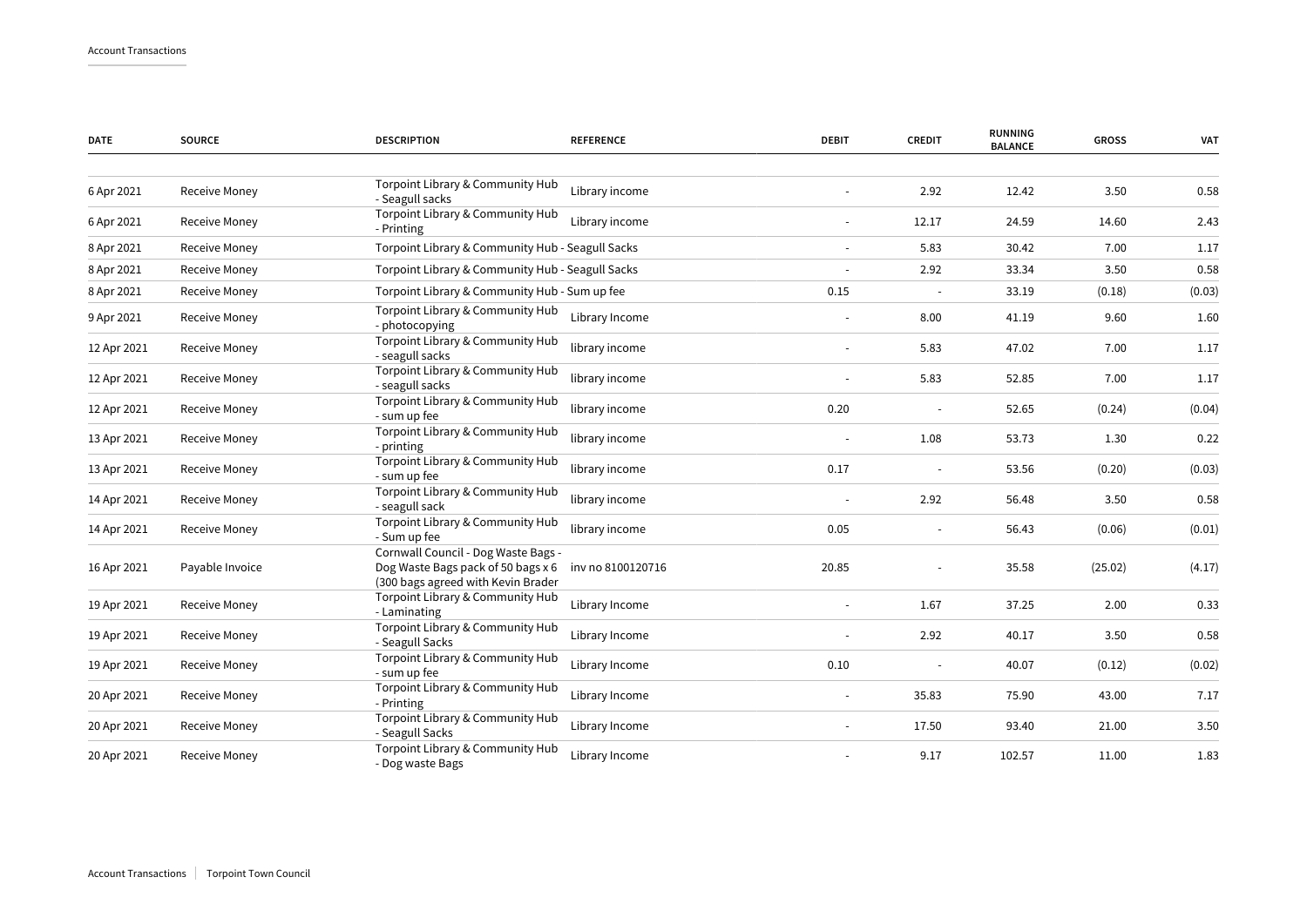Account Transactions

| DATE | SOURCE | DESCRIPTION | REFERENCE | DEBIT | CREDIT | RUNNING BALANCE | GROSS | VAT |
|---|---|---|---|---|---|---|---|---|
| 6 Apr 2021 | Receive Money | Torpoint Library & Community Hub - Seagull sacks | Library income | - | 2.92 | 12.42 | 3.50 | 0.58 |
| 6 Apr 2021 | Receive Money | Torpoint Library & Community Hub - Printing | Library income | - | 12.17 | 24.59 | 14.60 | 2.43 |
| 8 Apr 2021 | Receive Money | Torpoint Library & Community Hub - Seagull Sacks | | - | 5.83 | 30.42 | 7.00 | 1.17 |
| 8 Apr 2021 | Receive Money | Torpoint Library & Community Hub - Seagull Sacks | | - | 2.92 | 33.34 | 3.50 | 0.58 |
| 8 Apr 2021 | Receive Money | Torpoint Library & Community Hub - Sum up fee | | 0.15 | - | 33.19 | (0.18) | (0.03) |
| 9 Apr 2021 | Receive Money | Torpoint Library & Community Hub - photocopying | Library Income | - | 8.00 | 41.19 | 9.60 | 1.60 |
| 12 Apr 2021 | Receive Money | Torpoint Library & Community Hub - seagull sacks | library income | - | 5.83 | 47.02 | 7.00 | 1.17 |
| 12 Apr 2021 | Receive Money | Torpoint Library & Community Hub - seagull sacks | library income | - | 5.83 | 52.85 | 7.00 | 1.17 |
| 12 Apr 2021 | Receive Money | Torpoint Library & Community Hub - sum up fee | library income | 0.20 | - | 52.65 | (0.24) | (0.04) |
| 13 Apr 2021 | Receive Money | Torpoint Library & Community Hub - printing | library income | - | 1.08 | 53.73 | 1.30 | 0.22 |
| 13 Apr 2021 | Receive Money | Torpoint Library & Community Hub - sum up fee | library income | 0.17 | - | 53.56 | (0.20) | (0.03) |
| 14 Apr 2021 | Receive Money | Torpoint Library & Community Hub - seagull sack | library income | - | 2.92 | 56.48 | 3.50 | 0.58 |
| 14 Apr 2021 | Receive Money | Torpoint Library & Community Hub - Sum up fee | library income | 0.05 | - | 56.43 | (0.06) | (0.01) |
| 16 Apr 2021 | Payable Invoice | Cornwall Council - Dog Waste Bags - Dog Waste Bags pack of 50 bags x 6 (300 bags agreed with Kevin Brader | inv no 8100120716 | 20.85 | - | 35.58 | (25.02) | (4.17) |
| 19 Apr 2021 | Receive Money | Torpoint Library & Community Hub - Laminating | Library Income | - | 1.67 | 37.25 | 2.00 | 0.33 |
| 19 Apr 2021 | Receive Money | Torpoint Library & Community Hub - Seagull Sacks | Library Income | - | 2.92 | 40.17 | 3.50 | 0.58 |
| 19 Apr 2021 | Receive Money | Torpoint Library & Community Hub - sum up fee | Library Income | 0.10 | - | 40.07 | (0.12) | (0.02) |
| 20 Apr 2021 | Receive Money | Torpoint Library & Community Hub - Printing | Library Income | - | 35.83 | 75.90 | 43.00 | 7.17 |
| 20 Apr 2021 | Receive Money | Torpoint Library & Community Hub - Seagull Sacks | Library Income | - | 17.50 | 93.40 | 21.00 | 3.50 |
| 20 Apr 2021 | Receive Money | Torpoint Library & Community Hub - Dog waste Bags | Library Income | - | 9.17 | 102.57 | 11.00 | 1.83 |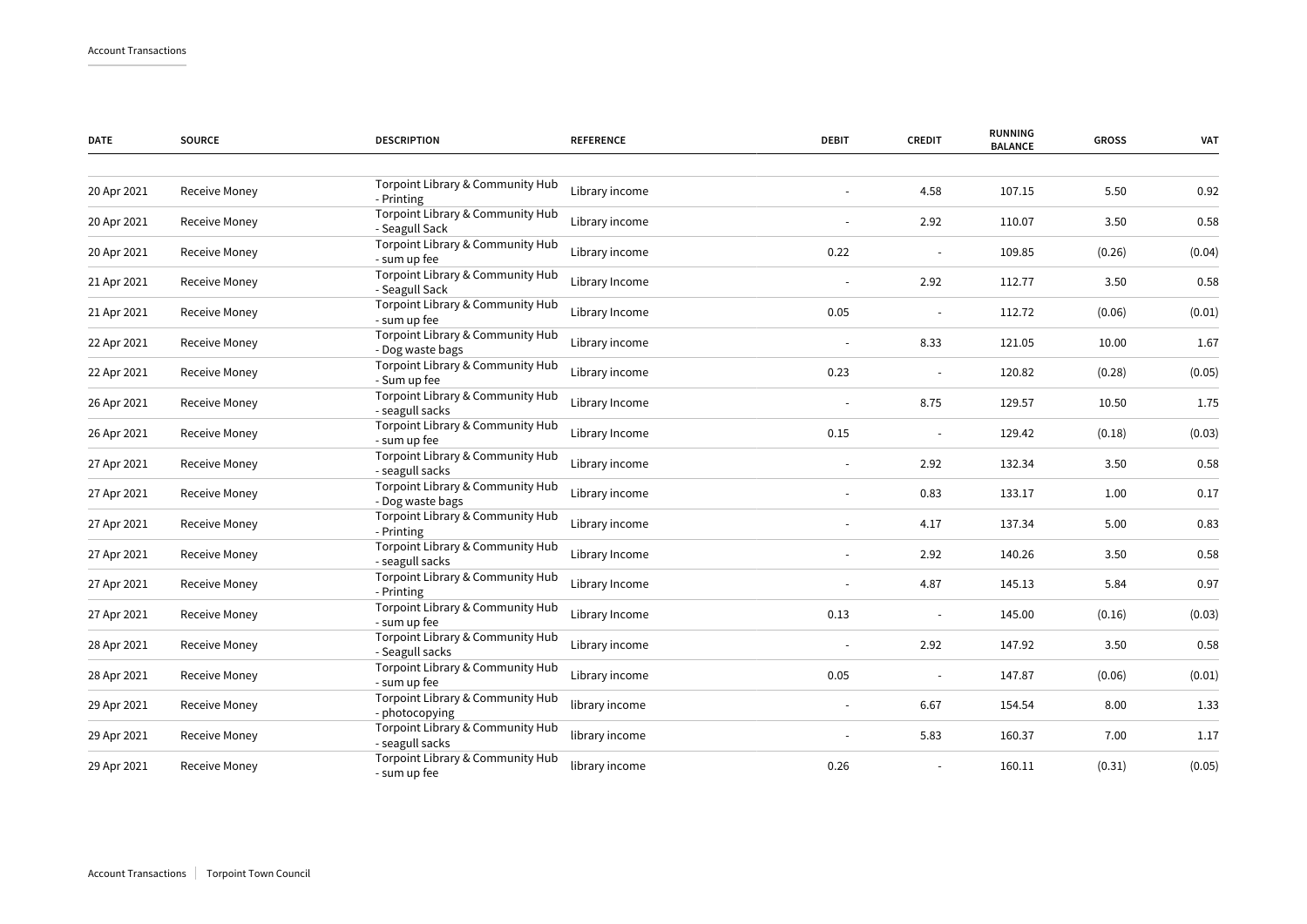| DATE | SOURCE | DESCRIPTION | REFERENCE | DEBIT | CREDIT | RUNNING BALANCE | GROSS | VAT |
|---|---|---|---|---|---|---|---|---|
| 20 Apr 2021 | Receive Money | Torpoint Library & Community Hub - Printing | Library income | - | 4.58 | 107.15 | 5.50 | 0.92 |
| 20 Apr 2021 | Receive Money | Torpoint Library & Community Hub - Seagull Sack | Library income | - | 2.92 | 110.07 | 3.50 | 0.58 |
| 20 Apr 2021 | Receive Money | Torpoint Library & Community Hub - sum up fee | Library income | 0.22 | - | 109.85 | (0.26) | (0.04) |
| 21 Apr 2021 | Receive Money | Torpoint Library & Community Hub - Seagull Sack | Library Income | - | 2.92 | 112.77 | 3.50 | 0.58 |
| 21 Apr 2021 | Receive Money | Torpoint Library & Community Hub - sum up fee | Library Income | 0.05 | - | 112.72 | (0.06) | (0.01) |
| 22 Apr 2021 | Receive Money | Torpoint Library & Community Hub - Dog waste bags | Library income | - | 8.33 | 121.05 | 10.00 | 1.67 |
| 22 Apr 2021 | Receive Money | Torpoint Library & Community Hub - Sum up fee | Library income | 0.23 | - | 120.82 | (0.28) | (0.05) |
| 26 Apr 2021 | Receive Money | Torpoint Library & Community Hub - seagull sacks | Library Income | - | 8.75 | 129.57 | 10.50 | 1.75 |
| 26 Apr 2021 | Receive Money | Torpoint Library & Community Hub - sum up fee | Library Income | 0.15 | - | 129.42 | (0.18) | (0.03) |
| 27 Apr 2021 | Receive Money | Torpoint Library & Community Hub - seagull sacks | Library income | - | 2.92 | 132.34 | 3.50 | 0.58 |
| 27 Apr 2021 | Receive Money | Torpoint Library & Community Hub - Dog waste bags | Library income | - | 0.83 | 133.17 | 1.00 | 0.17 |
| 27 Apr 2021 | Receive Money | Torpoint Library & Community Hub - Printing | Library income | - | 4.17 | 137.34 | 5.00 | 0.83 |
| 27 Apr 2021 | Receive Money | Torpoint Library & Community Hub - seagull sacks | Library Income | - | 2.92 | 140.26 | 3.50 | 0.58 |
| 27 Apr 2021 | Receive Money | Torpoint Library & Community Hub - Printing | Library Income | - | 4.87 | 145.13 | 5.84 | 0.97 |
| 27 Apr 2021 | Receive Money | Torpoint Library & Community Hub - sum up fee | Library Income | 0.13 | - | 145.00 | (0.16) | (0.03) |
| 28 Apr 2021 | Receive Money | Torpoint Library & Community Hub - Seagull sacks | Library income | - | 2.92 | 147.92 | 3.50 | 0.58 |
| 28 Apr 2021 | Receive Money | Torpoint Library & Community Hub - sum up fee | Library income | 0.05 | - | 147.87 | (0.06) | (0.01) |
| 29 Apr 2021 | Receive Money | Torpoint Library & Community Hub - photocopying | library income | - | 6.67 | 154.54 | 8.00 | 1.33 |
| 29 Apr 2021 | Receive Money | Torpoint Library & Community Hub - seagull sacks | library income | - | 5.83 | 160.37 | 7.00 | 1.17 |
| 29 Apr 2021 | Receive Money | Torpoint Library & Community Hub - sum up fee | library income | 0.26 | - | 160.11 | (0.31) | (0.05) |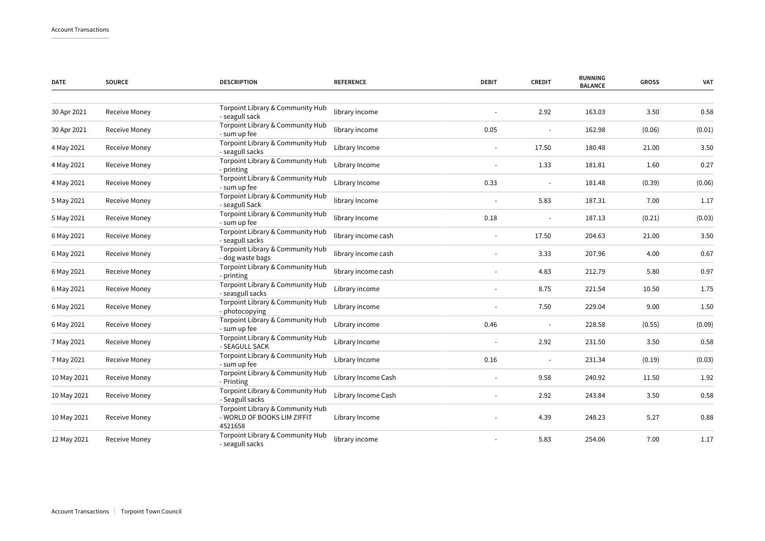Account Transactions

| DATE | SOURCE | DESCRIPTION | REFERENCE | DEBIT | CREDIT | RUNNING BALANCE | GROSS | VAT |
|---|---|---|---|---|---|---|---|---|
| 30 Apr 2021 | Receive Money | Torpoint Library & Community Hub - seagull sack | library income | - | 2.92 | 163.03 | 3.50 | 0.58 |
| 30 Apr 2021 | Receive Money | Torpoint Library & Community Hub - sum up fee | library income | 0.05 | - | 162.98 | (0.06) | (0.01) |
| 4 May 2021 | Receive Money | Torpoint Library & Community Hub - seagull sacks | Library Income | - | 17.50 | 180.48 | 21.00 | 3.50 |
| 4 May 2021 | Receive Money | Torpoint Library & Community Hub - printing | Library Income | - | 1.33 | 181.81 | 1.60 | 0.27 |
| 4 May 2021 | Receive Money | Torpoint Library & Community Hub - sum up fee | Library Income | 0.33 | - | 181.48 | (0.39) | (0.06) |
| 5 May 2021 | Receive Money | Torpoint Library & Community Hub - seagull Sack | library Income | - | 5.83 | 187.31 | 7.00 | 1.17 |
| 5 May 2021 | Receive Money | Torpoint Library & Community Hub - sum up fee | library Income | 0.18 | - | 187.13 | (0.21) | (0.03) |
| 6 May 2021 | Receive Money | Torpoint Library & Community Hub - seagull sacks | library income cash | - | 17.50 | 204.63 | 21.00 | 3.50 |
| 6 May 2021 | Receive Money | Torpoint Library & Community Hub - dog waste bags | library income cash | - | 3.33 | 207.96 | 4.00 | 0.67 |
| 6 May 2021 | Receive Money | Torpoint Library & Community Hub - printing | library income cash | - | 4.83 | 212.79 | 5.80 | 0.97 |
| 6 May 2021 | Receive Money | Torpoint Library & Community Hub - seasgull sacks | Library income | - | 8.75 | 221.54 | 10.50 | 1.75 |
| 6 May 2021 | Receive Money | Torpoint Library & Community Hub - photocopying | Library income | - | 7.50 | 229.04 | 9.00 | 1.50 |
| 6 May 2021 | Receive Money | Torpoint Library & Community Hub - sum up fee | Library income | 0.46 | - | 228.58 | (0.55) | (0.09) |
| 7 May 2021 | Receive Money | Torpoint Library & Community Hub - SEAGULL SACK | Library Income | - | 2.92 | 231.50 | 3.50 | 0.58 |
| 7 May 2021 | Receive Money | Torpoint Library & Community Hub - sum up fee | Library Income | 0.16 | - | 231.34 | (0.19) | (0.03) |
| 10 May 2021 | Receive Money | Torpoint Library & Community Hub - Printing | Library Income Cash | - | 9.58 | 240.92 | 11.50 | 1.92 |
| 10 May 2021 | Receive Money | Torpoint Library & Community Hub - Seagull sacks | Library Income Cash | - | 2.92 | 243.84 | 3.50 | 0.58 |
| 10 May 2021 | Receive Money | Torpoint Library & Community Hub - WORLD OF BOOKS LIM ZIFFIT 4521658 | Library Income | - | 4.39 | 248.23 | 5.27 | 0.88 |
| 12 May 2021 | Receive Money | Torpoint Library & Community Hub - seagull sacks | library income | - | 5.83 | 254.06 | 7.00 | 1.17 |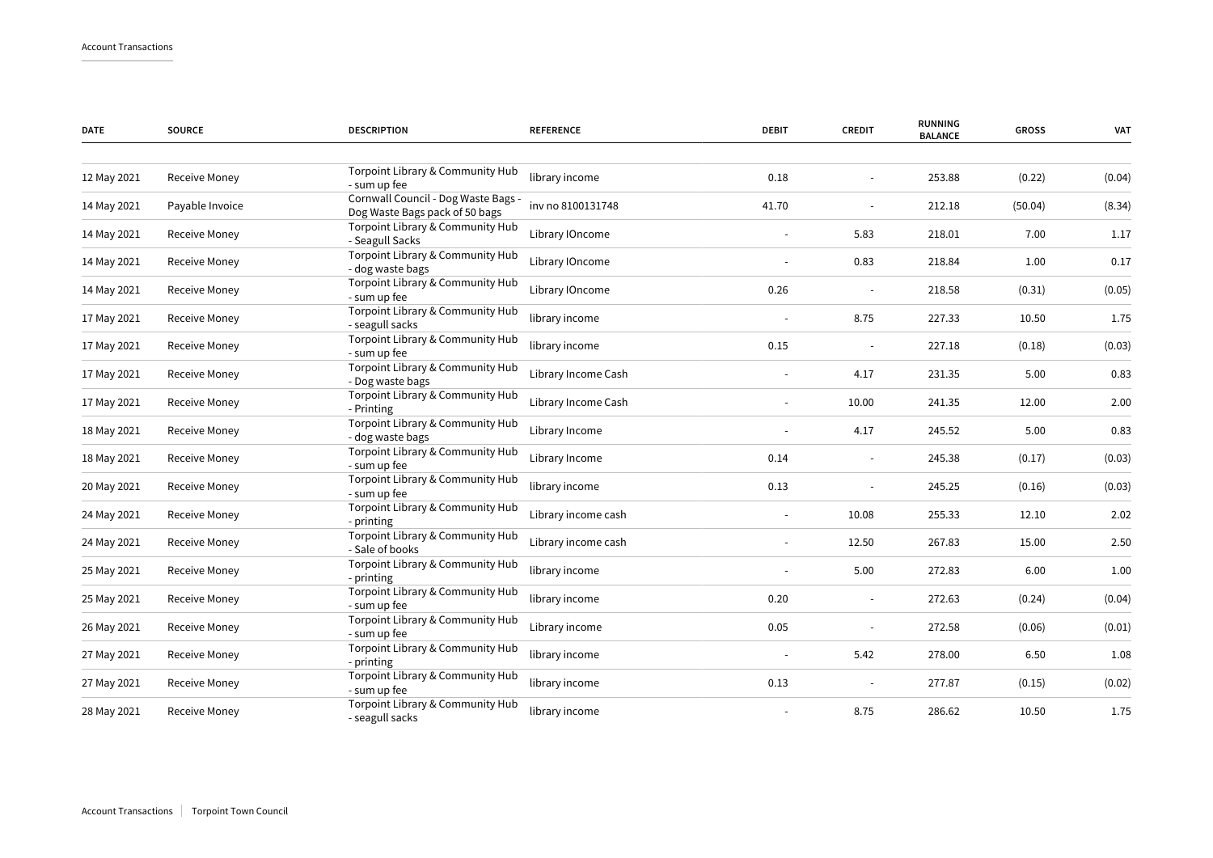| DATE | SOURCE | DESCRIPTION | REFERENCE | DEBIT | CREDIT | RUNNING BALANCE | GROSS | VAT |
|---|---|---|---|---|---|---|---|---|
| 12 May 2021 | Receive Money | Torpoint Library & Community Hub - sum up fee | library income | 0.18 | - | 253.88 | (0.22) | (0.04) |
| 14 May 2021 | Payable Invoice | Cornwall Council - Dog Waste Bags - Dog Waste Bags pack of 50 bags | inv no 8100131748 | 41.70 | - | 212.18 | (50.04) | (8.34) |
| 14 May 2021 | Receive Money | Torpoint Library & Community Hub - Seagull Sacks | Library IOncome | - | 5.83 | 218.01 | 7.00 | 1.17 |
| 14 May 2021 | Receive Money | Torpoint Library & Community Hub - dog waste bags | Library IOncome | - | 0.83 | 218.84 | 1.00 | 0.17 |
| 14 May 2021 | Receive Money | Torpoint Library & Community Hub - sum up fee | Library IOncome | 0.26 | - | 218.58 | (0.31) | (0.05) |
| 17 May 2021 | Receive Money | Torpoint Library & Community Hub - seagull sacks | library income | - | 8.75 | 227.33 | 10.50 | 1.75 |
| 17 May 2021 | Receive Money | Torpoint Library & Community Hub - sum up fee | library income | 0.15 | - | 227.18 | (0.18) | (0.03) |
| 17 May 2021 | Receive Money | Torpoint Library & Community Hub - Dog waste bags | Library Income Cash | - | 4.17 | 231.35 | 5.00 | 0.83 |
| 17 May 2021 | Receive Money | Torpoint Library & Community Hub - Printing | Library Income Cash | - | 10.00 | 241.35 | 12.00 | 2.00 |
| 18 May 2021 | Receive Money | Torpoint Library & Community Hub - dog waste bags | Library Income | - | 4.17 | 245.52 | 5.00 | 0.83 |
| 18 May 2021 | Receive Money | Torpoint Library & Community Hub - sum up fee | Library Income | 0.14 | - | 245.38 | (0.17) | (0.03) |
| 20 May 2021 | Receive Money | Torpoint Library & Community Hub - sum up fee | library income | 0.13 | - | 245.25 | (0.16) | (0.03) |
| 24 May 2021 | Receive Money | Torpoint Library & Community Hub - printing | Library income cash | - | 10.08 | 255.33 | 12.10 | 2.02 |
| 24 May 2021 | Receive Money | Torpoint Library & Community Hub - Sale of books | Library income cash | - | 12.50 | 267.83 | 15.00 | 2.50 |
| 25 May 2021 | Receive Money | Torpoint Library & Community Hub - printing | library income | - | 5.00 | 272.83 | 6.00 | 1.00 |
| 25 May 2021 | Receive Money | Torpoint Library & Community Hub - sum up fee | library income | 0.20 | - | 272.63 | (0.24) | (0.04) |
| 26 May 2021 | Receive Money | Torpoint Library & Community Hub - sum up fee | Library income | 0.05 | - | 272.58 | (0.06) | (0.01) |
| 27 May 2021 | Receive Money | Torpoint Library & Community Hub - printing | library income | - | 5.42 | 278.00 | 6.50 | 1.08 |
| 27 May 2021 | Receive Money | Torpoint Library & Community Hub - sum up fee | library income | 0.13 | - | 277.87 | (0.15) | (0.02) |
| 28 May 2021 | Receive Money | Torpoint Library & Community Hub - seagull sacks | library income | - | 8.75 | 286.62 | 10.50 | 1.75 |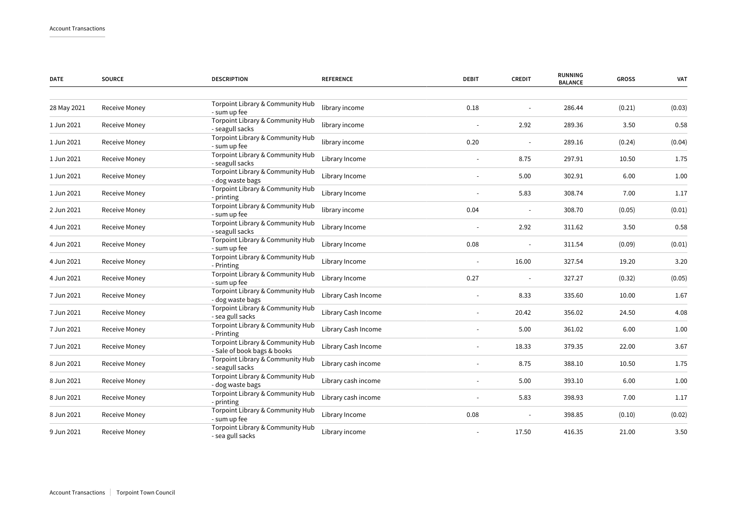| DATE | SOURCE | DESCRIPTION | REFERENCE | DEBIT | CREDIT | RUNNING BALANCE | GROSS | VAT |
|---|---|---|---|---|---|---|---|---|
| 28 May 2021 | Receive Money | Torpoint Library & Community Hub - sum up fee | library income | 0.18 | - | 286.44 | (0.21) | (0.03) |
| 1 Jun 2021 | Receive Money | Torpoint Library & Community Hub - seagull sacks | library income | - | 2.92 | 289.36 | 3.50 | 0.58 |
| 1 Jun 2021 | Receive Money | Torpoint Library & Community Hub - sum up fee | library income | 0.20 | - | 289.16 | (0.24) | (0.04) |
| 1 Jun 2021 | Receive Money | Torpoint Library & Community Hub - seagull sacks | Library Income | - | 8.75 | 297.91 | 10.50 | 1.75 |
| 1 Jun 2021 | Receive Money | Torpoint Library & Community Hub - dog waste bags | Library Income | - | 5.00 | 302.91 | 6.00 | 1.00 |
| 1 Jun 2021 | Receive Money | Torpoint Library & Community Hub - printing | Library Income | - | 5.83 | 308.74 | 7.00 | 1.17 |
| 2 Jun 2021 | Receive Money | Torpoint Library & Community Hub - sum up fee | library income | 0.04 | - | 308.70 | (0.05) | (0.01) |
| 4 Jun 2021 | Receive Money | Torpoint Library & Community Hub - seagull sacks | Library Income | - | 2.92 | 311.62 | 3.50 | 0.58 |
| 4 Jun 2021 | Receive Money | Torpoint Library & Community Hub - sum up fee | Library Income | 0.08 | - | 311.54 | (0.09) | (0.01) |
| 4 Jun 2021 | Receive Money | Torpoint Library & Community Hub - Printing | Library Income | - | 16.00 | 327.54 | 19.20 | 3.20 |
| 4 Jun 2021 | Receive Money | Torpoint Library & Community Hub - sum up fee | Library Income | 0.27 | - | 327.27 | (0.32) | (0.05) |
| 7 Jun 2021 | Receive Money | Torpoint Library & Community Hub - dog waste bags | Library Cash Income | - | 8.33 | 335.60 | 10.00 | 1.67 |
| 7 Jun 2021 | Receive Money | Torpoint Library & Community Hub - sea gull sacks | Library Cash Income | - | 20.42 | 356.02 | 24.50 | 4.08 |
| 7 Jun 2021 | Receive Money | Torpoint Library & Community Hub - Printing | Library Cash Income | - | 5.00 | 361.02 | 6.00 | 1.00 |
| 7 Jun 2021 | Receive Money | Torpoint Library & Community Hub - Sale of book bags & books | Library Cash Income | - | 18.33 | 379.35 | 22.00 | 3.67 |
| 8 Jun 2021 | Receive Money | Torpoint Library & Community Hub - seagull sacks | Library cash income | - | 8.75 | 388.10 | 10.50 | 1.75 |
| 8 Jun 2021 | Receive Money | Torpoint Library & Community Hub - dog waste bags | Library cash income | - | 5.00 | 393.10 | 6.00 | 1.00 |
| 8 Jun 2021 | Receive Money | Torpoint Library & Community Hub - printing | Library cash income | - | 5.83 | 398.93 | 7.00 | 1.17 |
| 8 Jun 2021 | Receive Money | Torpoint Library & Community Hub - sum up fee | Library Income | 0.08 | - | 398.85 | (0.10) | (0.02) |
| 9 Jun 2021 | Receive Money | Torpoint Library & Community Hub - sea gull sacks | Library income | - | 17.50 | 416.35 | 21.00 | 3.50 |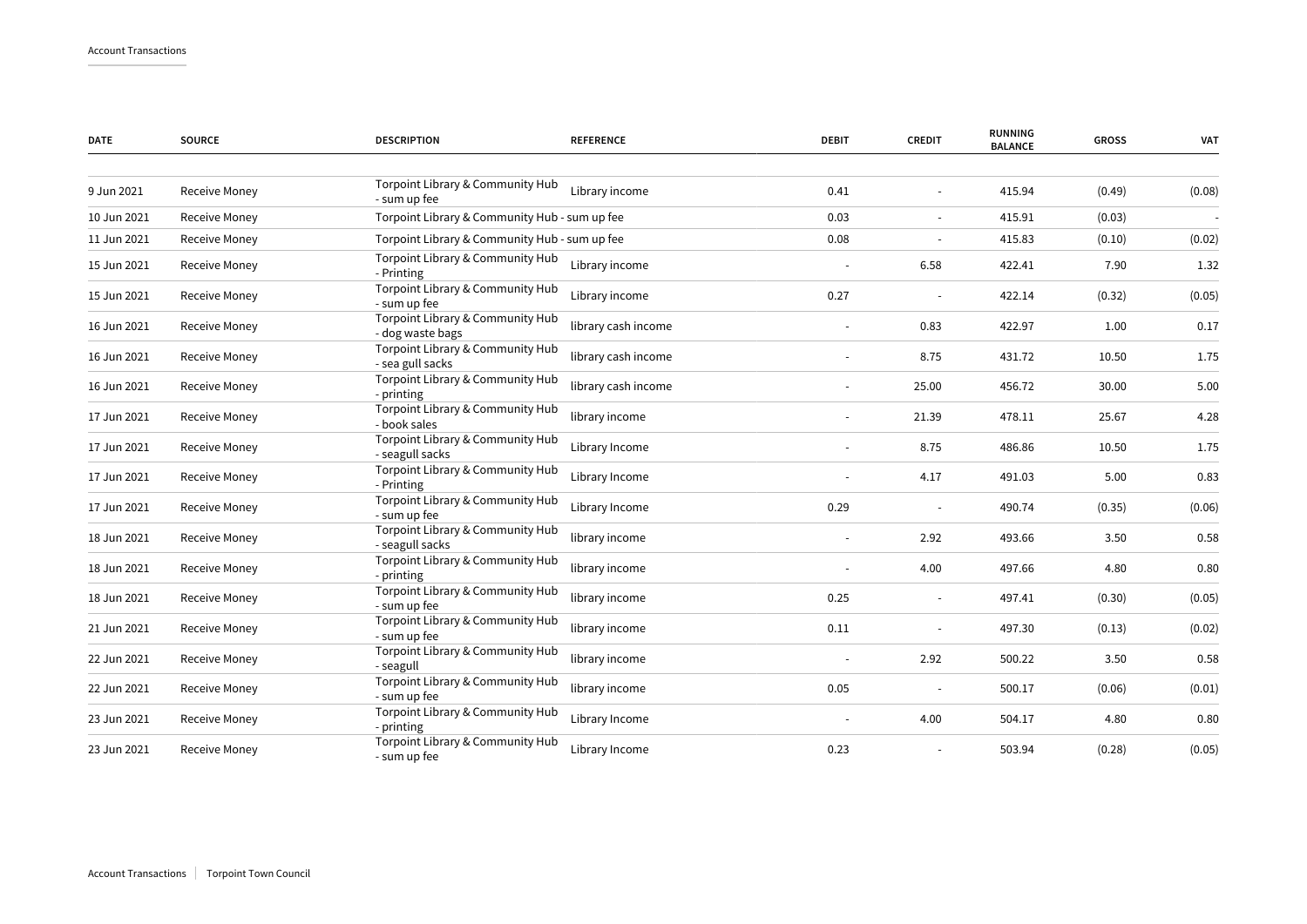| DATE | SOURCE | DESCRIPTION | REFERENCE | DEBIT | CREDIT | RUNNING BALANCE | GROSS | VAT |
|---|---|---|---|---|---|---|---|---|
| 9 Jun 2021 | Receive Money | Torpoint Library & Community Hub - sum up fee | Library income | 0.41 | - | 415.94 | (0.49) | (0.08) |
| 10 Jun 2021 | Receive Money | Torpoint Library & Community Hub - sum up fee | | 0.03 | - | 415.91 | (0.03) | - |
| 11 Jun 2021 | Receive Money | Torpoint Library & Community Hub - sum up fee | | 0.08 | - | 415.83 | (0.10) | (0.02) |
| 15 Jun 2021 | Receive Money | Torpoint Library & Community Hub - Printing | Library income | - | 6.58 | 422.41 | 7.90 | 1.32 |
| 15 Jun 2021 | Receive Money | Torpoint Library & Community Hub - sum up fee | Library income | 0.27 | - | 422.14 | (0.32) | (0.05) |
| 16 Jun 2021 | Receive Money | Torpoint Library & Community Hub - dog waste bags | library cash income | - | 0.83 | 422.97 | 1.00 | 0.17 |
| 16 Jun 2021 | Receive Money | Torpoint Library & Community Hub - sea gull sacks | library cash income | - | 8.75 | 431.72 | 10.50 | 1.75 |
| 16 Jun 2021 | Receive Money | Torpoint Library & Community Hub - printing | library cash income | - | 25.00 | 456.72 | 30.00 | 5.00 |
| 17 Jun 2021 | Receive Money | Torpoint Library & Community Hub - book sales | library income | - | 21.39 | 478.11 | 25.67 | 4.28 |
| 17 Jun 2021 | Receive Money | Torpoint Library & Community Hub - seagull sacks | Library Income | - | 8.75 | 486.86 | 10.50 | 1.75 |
| 17 Jun 2021 | Receive Money | Torpoint Library & Community Hub - Printing | Library Income | - | 4.17 | 491.03 | 5.00 | 0.83 |
| 17 Jun 2021 | Receive Money | Torpoint Library & Community Hub - sum up fee | Library Income | 0.29 | - | 490.74 | (0.35) | (0.06) |
| 18 Jun 2021 | Receive Money | Torpoint Library & Community Hub - seagull sacks | library income | - | 2.92 | 493.66 | 3.50 | 0.58 |
| 18 Jun 2021 | Receive Money | Torpoint Library & Community Hub - printing | library income | - | 4.00 | 497.66 | 4.80 | 0.80 |
| 18 Jun 2021 | Receive Money | Torpoint Library & Community Hub - sum up fee | library income | 0.25 | - | 497.41 | (0.30) | (0.05) |
| 21 Jun 2021 | Receive Money | Torpoint Library & Community Hub - sum up fee | library income | 0.11 | - | 497.30 | (0.13) | (0.02) |
| 22 Jun 2021 | Receive Money | Torpoint Library & Community Hub - seagull | library income | - | 2.92 | 500.22 | 3.50 | 0.58 |
| 22 Jun 2021 | Receive Money | Torpoint Library & Community Hub - sum up fee | library income | 0.05 | - | 500.17 | (0.06) | (0.01) |
| 23 Jun 2021 | Receive Money | Torpoint Library & Community Hub - printing | Library Income | - | 4.00 | 504.17 | 4.80 | 0.80 |
| 23 Jun 2021 | Receive Money | Torpoint Library & Community Hub - sum up fee | Library Income | 0.23 | - | 503.94 | (0.28) | (0.05) |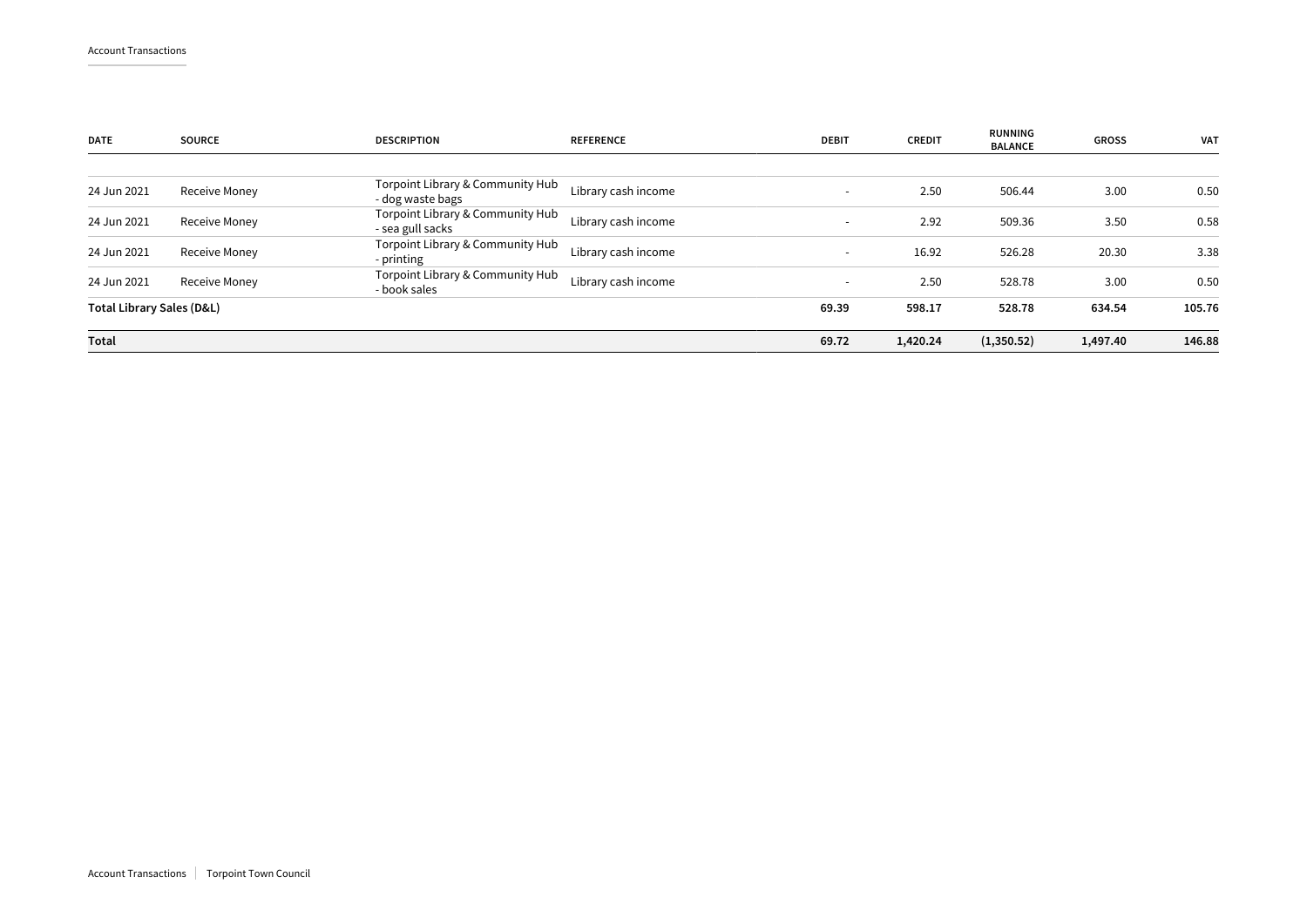| DATE | SOURCE | DESCRIPTION | REFERENCE | DEBIT | CREDIT | RUNNING BALANCE | GROSS | VAT |
|---|---|---|---|---|---|---|---|---|
| 24 Jun 2021 | Receive Money | Torpoint Library & Community Hub - dog waste bags | Library cash income | - | 2.50 | 506.44 | 3.00 | 0.50 |
| 24 Jun 2021 | Receive Money | Torpoint Library & Community Hub - sea gull sacks | Library cash income | - | 2.92 | 509.36 | 3.50 | 0.58 |
| 24 Jun 2021 | Receive Money | Torpoint Library & Community Hub - printing | Library cash income | - | 16.92 | 526.28 | 20.30 | 3.38 |
| 24 Jun 2021 | Receive Money | Torpoint Library & Community Hub - book sales | Library cash income | - | 2.50 | 528.78 | 3.00 | 0.50 |
| **Total Library Sales (D&L)** | | | | **69.39** | **598.17** | **528.78** | **634.54** | **105.76** |
| **Total** | | | | **69.72** | **1,420.24** | **(1,350.52)** | **1,497.40** | **146.88** |